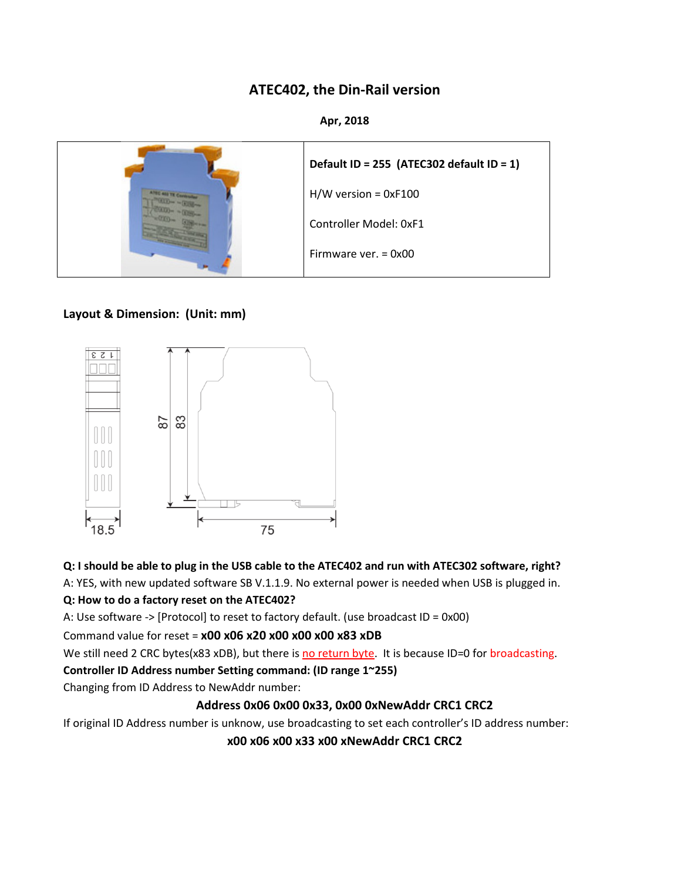# ATEC402, the Din-Rail version

**Apr, 2018**

| | |
|---|---|
| | **Default ID = 255 (ATEC302 default ID = 1)**<br>H/W version = 0xF100<br>Controller Model: 0xF1<br>Firmware ver. = 0x00 |

**Layout & Dimension: (Unit: mm)**

**Q: I should be able to plug in the USB cable to the ATEC402 and run with ATEC302 software, right?**

A: YES, with new updated software SB V.1.1.9. No external power is needed when USB is plugged in.

**Q: How to do a factory reset on the ATEC402?**

A: Use software -> [Protocol] to reset to factory default. (use broadcast ID = 0x00)

Command value for reset = **x00 x06 x20 x00 x00 x00 x83 xDB**

We still need 2 CRC bytes(x83 xDB), but there is no return byte. It is because ID=0 for broadcasting.

**Controller ID Address number Setting command: (ID range 1~255)**

Changing from ID Address to NewAddr number:

**Address 0x06 0x00 0x33, 0x00 0xNewAddr CRC1 CRC2**

If original ID Address number is unknow, use broadcasting to set each controller's ID address number:

**x00 x06 x00 x33 x00 xNewAddr CRC1 CRC2**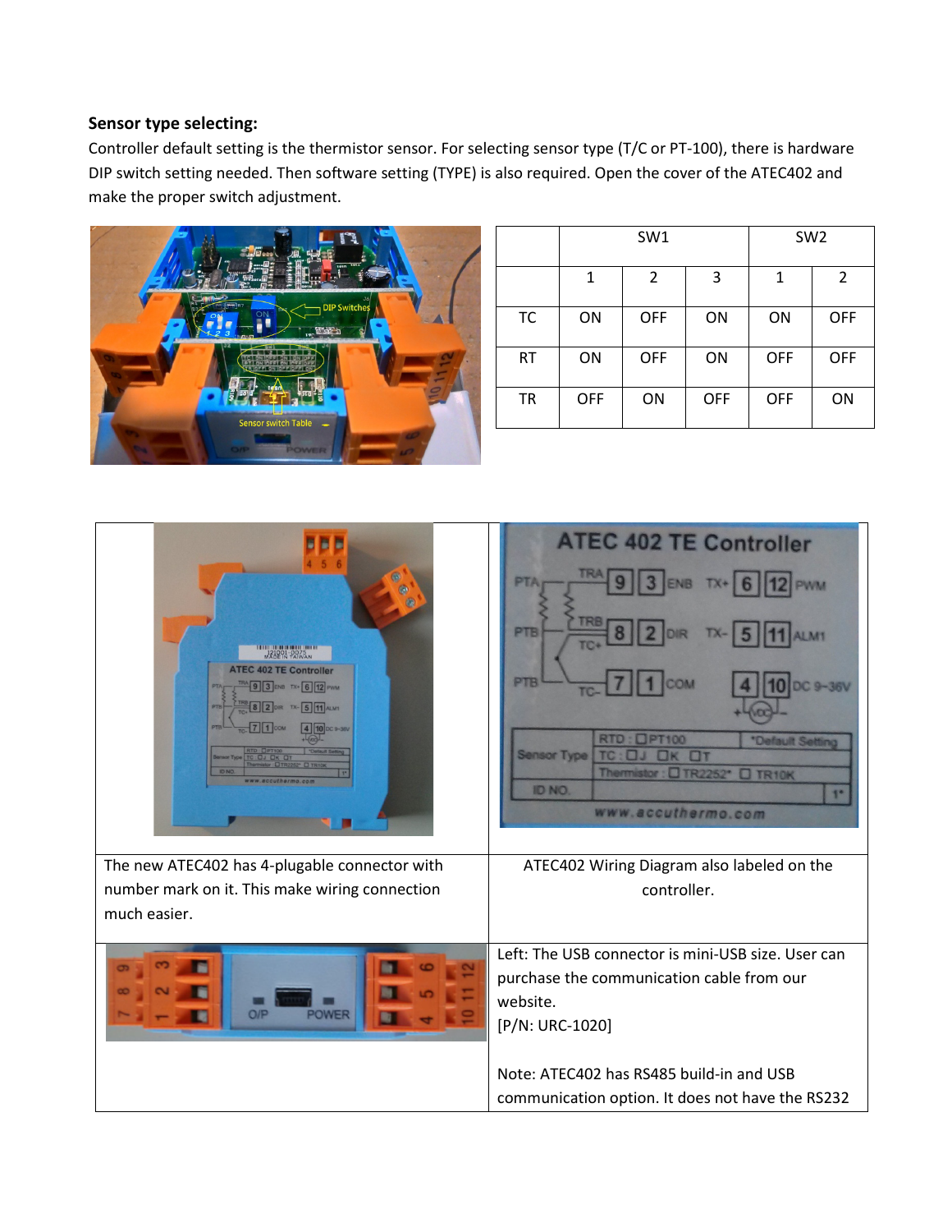**Sensor type selecting:**

Controller default setting is the thermistor sensor. For selecting sensor type (T/C or PT-100), there is hardware DIP switch setting needed. Then software setting (TYPE) is also required. Open the cover of the ATEC402 and make the proper switch adjustment.

| | SW1 | | | SW2 | |
|---|---|---|---|---|---|
| | 1 | 2 | 3 | 1 | 2 |
| TC | ON | OFF | ON | ON | OFF |
| RT | ON | OFF | ON | OFF | OFF |
| TR | OFF | ON | OFF | OFF | ON |

| | |
|---|---|
| The new ATEC402 has 4-plugable connector with number mark on it. This make wiring connection much easier. | ATEC402 Wiring Diagram also labeled on the controller. |
| | Left: The USB connector is mini-USB size. User can purchase the communication cable from our website. [P/N: URC-1020]<br><br>Note: ATEC402 has RS485 build-in and USB communication option. It does not have the RS232 |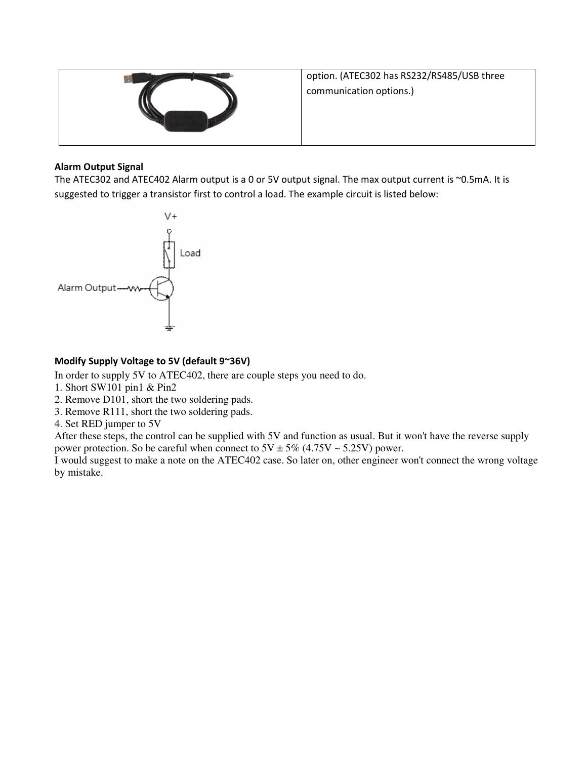| | |
|---|---|
| | option. (ATEC302 has RS232/RS485/USB three communication options.) |

**Alarm Output Signal**

The ATEC302 and ATEC402 Alarm output is a 0 or 5V output signal. The max output current is ~0.5mA. It is suggested to trigger a transistor first to control a load. The example circuit is listed below:

V+

Load

Alarm Output

**Modify Supply Voltage to 5V (default 9~36V)**

In order to supply 5V to ATEC402, there are couple steps you need to do.

1. Short SW101 pin1 & Pin2
2. Remove D101, short the two soldering pads.
3. Remove R111, short the two soldering pads.
4. Set RED jumper to 5V

After these steps, the control can be supplied with 5V and function as usual. But it won't have the reverse supply power protection. So be careful when connect to 5V ± 5% (4.75V ~ 5.25V) power.

I would suggest to make a note on the ATEC402 case. So later on, other engineer won't connect the wrong voltage by mistake.